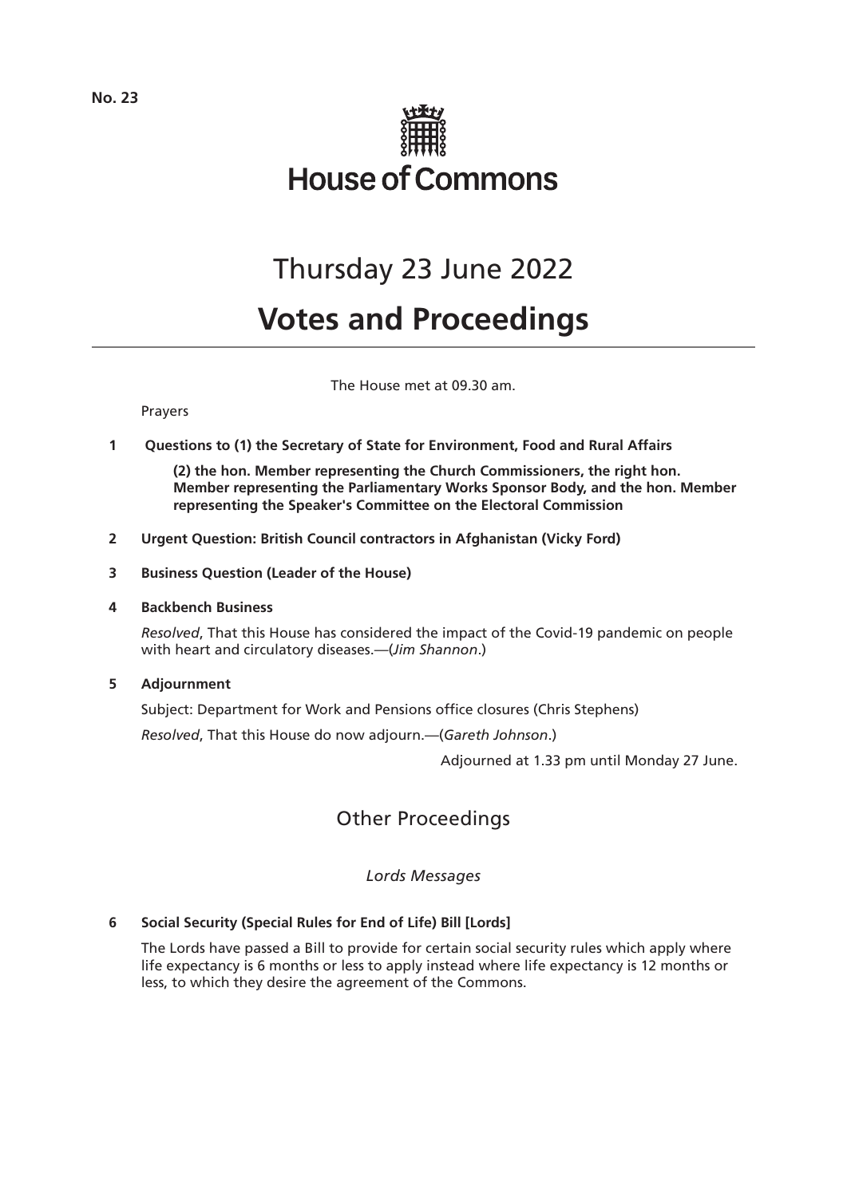No. 23

# House of Commons

# Thursday 23 June 2022

# Votes and Proceedings

The House met at 09.30 am.

Prayers

**1 Questions to (1) the Secretary of State for Environment, Food and Rural Affairs**

**(2) the hon. Member representing the Church Commissioners, the right hon. Member representing the Parliamentary Works Sponsor Body, and the hon. Member representing the Speaker's Committee on the Electoral Commission**

**2 Urgent Question: British Council contractors in Afghanistan (Vicky Ford)**

**3 Business Question (Leader of the House)**

**4 Backbench Business**

*Resolved*, That this House has considered the impact of the Covid-19 pandemic on people with heart and circulatory diseases.—(*Jim Shannon*.)

**5 Adjournment**

Subject: Department for Work and Pensions office closures (Chris Stephens)

*Resolved*, That this House do now adjourn.—(*Gareth Johnson*.)

Adjourned at 1.33 pm until Monday 27 June.

## Other Proceedings

### *Lords Messages*

**6 Social Security (Special Rules for End of Life) Bill [Lords]**

The Lords have passed a Bill to provide for certain social security rules which apply where life expectancy is 6 months or less to apply instead where life expectancy is 12 months or less, to which they desire the agreement of the Commons.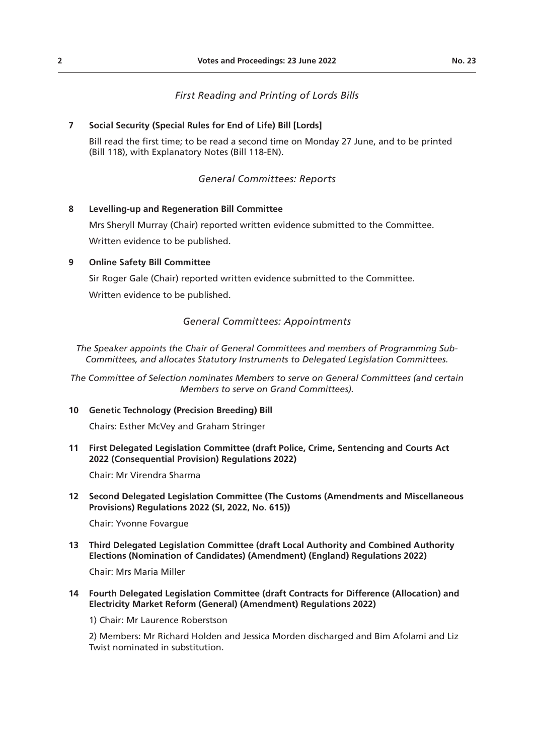*First Reading and Printing of Lords Bills*

**7 Social Security (Special Rules for End of Life) Bill [Lords]**

Bill read the first time; to be read a second time on Monday 27 June, and to be printed (Bill 118), with Explanatory Notes (Bill 118-EN).

*General Committees: Reports*

**8 Levelling-up and Regeneration Bill Committee**

Mrs Sheryll Murray (Chair) reported written evidence submitted to the Committee.

Written evidence to be published.

**9 Online Safety Bill Committee**

Sir Roger Gale (Chair) reported written evidence submitted to the Committee.

Written evidence to be published.

*General Committees: Appointments*

*The Speaker appoints the Chair of General Committees and members of Programming Sub-Committees, and allocates Statutory Instruments to Delegated Legislation Committees.*

*The Committee of Selection nominates Members to serve on General Committees (and certain Members to serve on Grand Committees).*

**10 Genetic Technology (Precision Breeding) Bill**

Chairs: Esther McVey and Graham Stringer

**11 First Delegated Legislation Committee (draft Police, Crime, Sentencing and Courts Act 2022 (Consequential Provision) Regulations 2022)**

Chair: Mr Virendra Sharma

**12 Second Delegated Legislation Committee (The Customs (Amendments and Miscellaneous Provisions) Regulations 2022 (SI, 2022, No. 615))**

Chair: Yvonne Fovargue

**13 Third Delegated Legislation Committee (draft Local Authority and Combined Authority Elections (Nomination of Candidates) (Amendment) (England) Regulations 2022)**

Chair: Mrs Maria Miller

**14 Fourth Delegated Legislation Committee (draft Contracts for Difference (Allocation) and Electricity Market Reform (General) (Amendment) Regulations 2022)**

1) Chair: Mr Laurence Roberstson

2) Members: Mr Richard Holden and Jessica Morden discharged and Bim Afolami and Liz Twist nominated in substitution.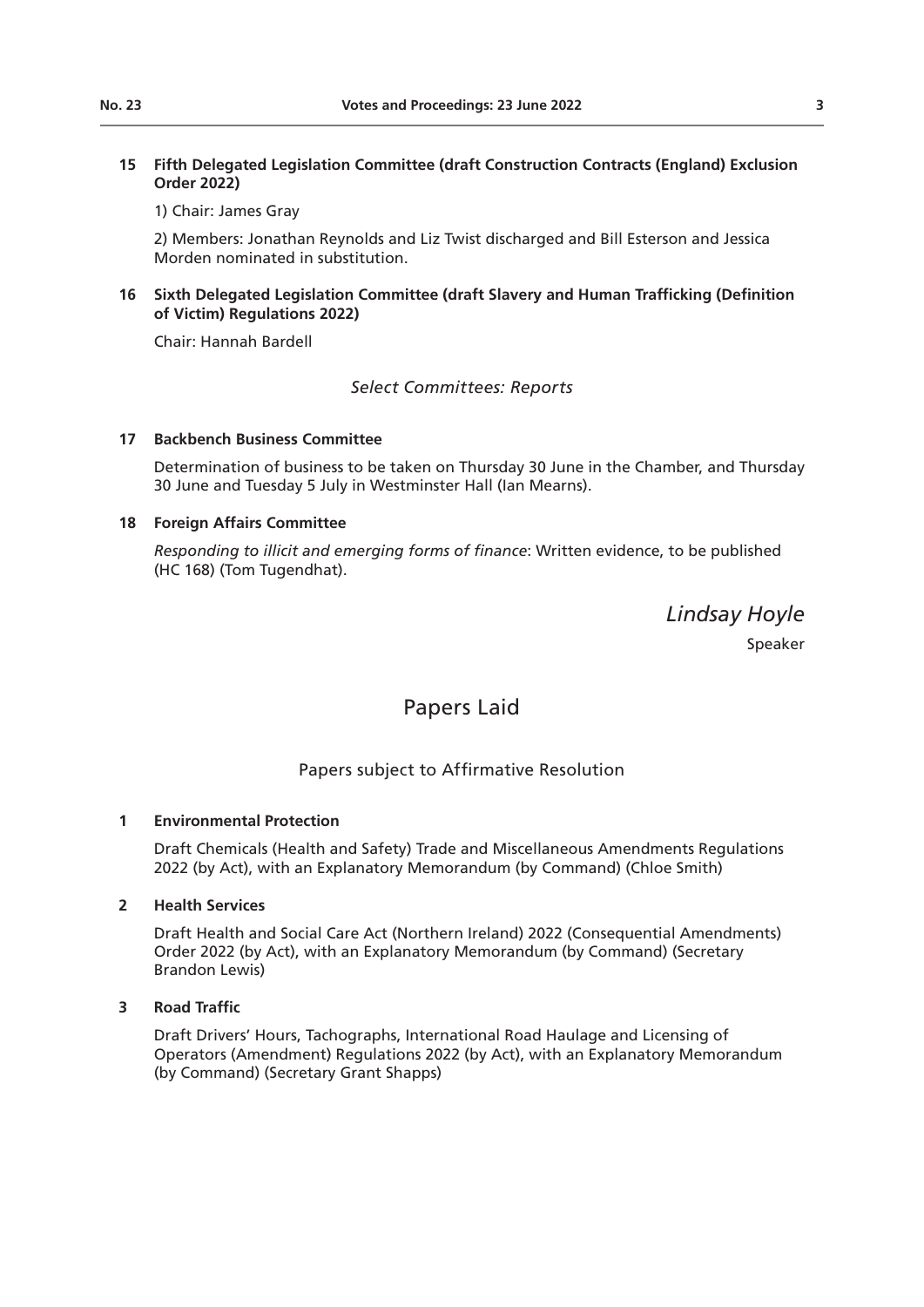**15 Fifth Delegated Legislation Committee (draft Construction Contracts (England) Exclusion Order 2022)**

1) Chair: James Gray

2) Members: Jonathan Reynolds and Liz Twist discharged and Bill Esterson and Jessica Morden nominated in substitution.

**16 Sixth Delegated Legislation Committee (draft Slavery and Human Trafficking (Definition of Victim) Regulations 2022)**

Chair: Hannah Bardell

*Select Committees: Reports*

**17 Backbench Business Committee**

Determination of business to be taken on Thursday 30 June in the Chamber, and Thursday 30 June and Tuesday 5 July in Westminster Hall (Ian Mearns).

**18 Foreign Affairs Committee**

*Responding to illicit and emerging forms of finance*: Written evidence, to be published (HC 168) (Tom Tugendhat).

*Lindsay Hoyle*

Speaker

# Papers Laid

## Papers subject to Affirmative Resolution

**1 Environmental Protection**

Draft Chemicals (Health and Safety) Trade and Miscellaneous Amendments Regulations 2022 (by Act), with an Explanatory Memorandum (by Command) (Chloe Smith)

**2 Health Services**

Draft Health and Social Care Act (Northern Ireland) 2022 (Consequential Amendments) Order 2022 (by Act), with an Explanatory Memorandum (by Command) (Secretary Brandon Lewis)

**3 Road Traffic**

Draft Drivers' Hours, Tachographs, International Road Haulage and Licensing of Operators (Amendment) Regulations 2022 (by Act), with an Explanatory Memorandum (by Command) (Secretary Grant Shapps)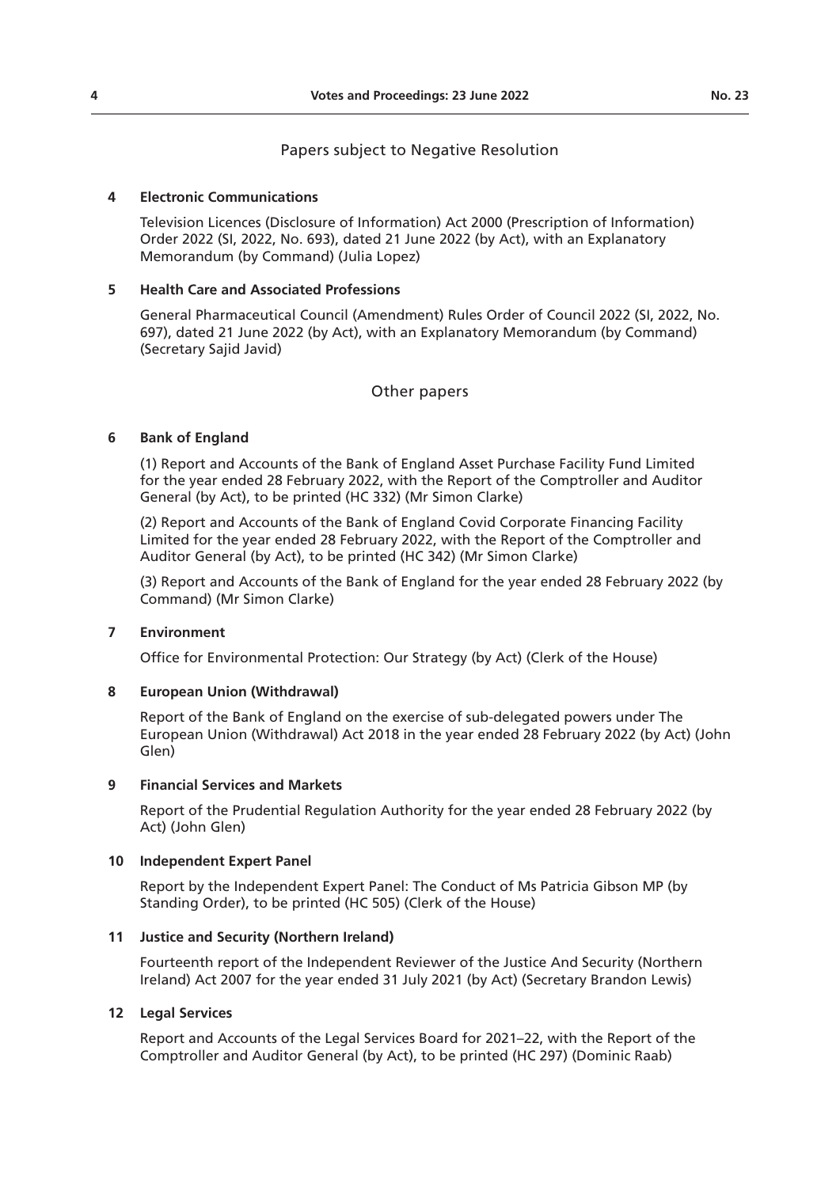## Papers subject to Negative Resolution

**4 Electronic Communications**

Television Licences (Disclosure of Information) Act 2000 (Prescription of Information) Order 2022 (SI, 2022, No. 693), dated 21 June 2022 (by Act), with an Explanatory Memorandum (by Command) (Julia Lopez)

**5 Health Care and Associated Professions**

General Pharmaceutical Council (Amendment) Rules Order of Council 2022 (SI, 2022, No. 697), dated 21 June 2022 (by Act), with an Explanatory Memorandum (by Command) (Secretary Sajid Javid)

## Other papers

**6 Bank of England**

(1) Report and Accounts of the Bank of England Asset Purchase Facility Fund Limited for the year ended 28 February 2022, with the Report of the Comptroller and Auditor General (by Act), to be printed (HC 332) (Mr Simon Clarke)

(2) Report and Accounts of the Bank of England Covid Corporate Financing Facility Limited for the year ended 28 February 2022, with the Report of the Comptroller and Auditor General (by Act), to be printed (HC 342) (Mr Simon Clarke)

(3) Report and Accounts of the Bank of England for the year ended 28 February 2022 (by Command) (Mr Simon Clarke)

**7 Environment**

Office for Environmental Protection: Our Strategy (by Act) (Clerk of the House)

**8 European Union (Withdrawal)**

Report of the Bank of England on the exercise of sub-delegated powers under The European Union (Withdrawal) Act 2018 in the year ended 28 February 2022 (by Act) (John Glen)

**9 Financial Services and Markets**

Report of the Prudential Regulation Authority for the year ended 28 February 2022 (by Act) (John Glen)

**10 Independent Expert Panel**

Report by the Independent Expert Panel: The Conduct of Ms Patricia Gibson MP (by Standing Order), to be printed (HC 505) (Clerk of the House)

**11 Justice and Security (Northern Ireland)**

Fourteenth report of the Independent Reviewer of the Justice And Security (Northern Ireland) Act 2007 for the year ended 31 July 2021 (by Act) (Secretary Brandon Lewis)

**12 Legal Services**

Report and Accounts of the Legal Services Board for 2021–22, with the Report of the Comptroller and Auditor General (by Act), to be printed (HC 297) (Dominic Raab)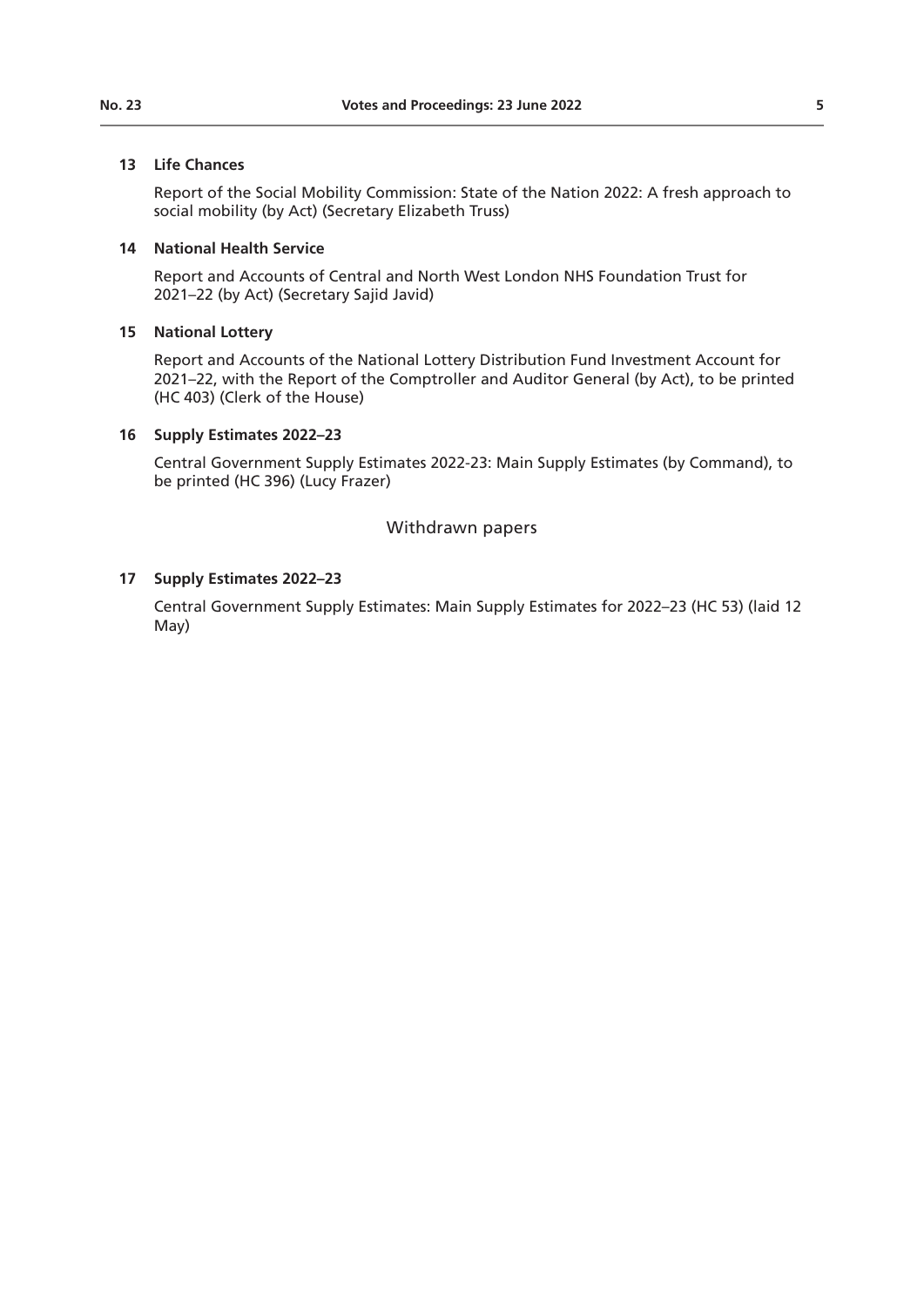**13 Life Chances**

Report of the Social Mobility Commission: State of the Nation 2022: A fresh approach to social mobility (by Act) (Secretary Elizabeth Truss)

**14 National Health Service**

Report and Accounts of Central and North West London NHS Foundation Trust for 2021–22 (by Act) (Secretary Sajid Javid)

**15 National Lottery**

Report and Accounts of the National Lottery Distribution Fund Investment Account for 2021–22, with the Report of the Comptroller and Auditor General (by Act), to be printed (HC 403) (Clerk of the House)

**16 Supply Estimates 2022–23**

Central Government Supply Estimates 2022-23: Main Supply Estimates (by Command), to be printed (HC 396) (Lucy Frazer)

## Withdrawn papers

**17 Supply Estimates 2022–23**

Central Government Supply Estimates: Main Supply Estimates for 2022–23 (HC 53) (laid 12 May)